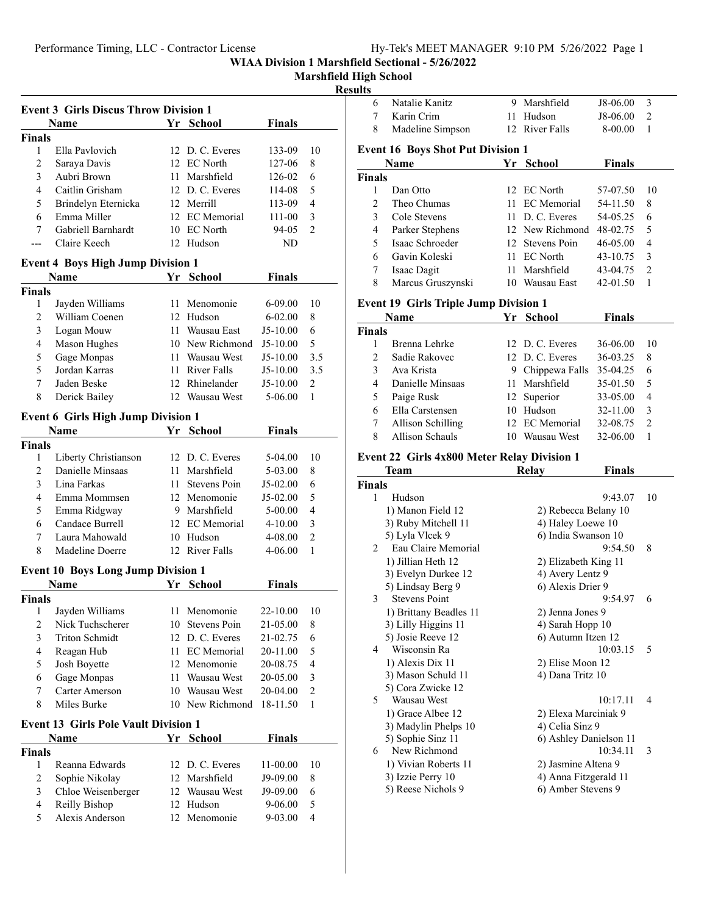# WIAA Division 1 Marshfield Sectional - 5/26/2022

## Marshfield High School

## Results

### Event 3 Girls Discus Throw Division 1

| | Name | Yr | School | Finals | |
|---|---|---|---|---|---|
| **Finals** | | | | | |
| 1 | Ella Pavlovich | 12 | D. C. Everes | 133-09 | 10 |
| 2 | Saraya Davis | 12 | EC North | 127-06 | 8 |
| 3 | Aubri Brown | 11 | Marshfield | 126-02 | 6 |
| 4 | Caitlin Grisham | 12 | D. C. Everes | 114-08 | 5 |
| 5 | Brindelyn Eternicka | 12 | Merrill | 113-09 | 4 |
| 6 | Emma Miller | 12 | EC Memorial | 111-00 | 3 |
| 7 | Gabriell Barnhardt | 10 | EC North | 94-05 | 2 |
| --- | Claire Keech | 12 | Hudson | ND | |

### Event 4 Boys High Jump Division 1

| | Name | Yr | School | Finals | |
|---|---|---|---|---|---|
| **Finals** | | | | | |
| 1 | Jayden Williams | 11 | Menomonie | 6-09.00 | 10 |
| 2 | William Coenen | 12 | Hudson | 6-02.00 | 8 |
| 3 | Logan Mouw | 11 | Wausau East | J5-10.00 | 6 |
| 4 | Mason Hughes | 10 | New Richmond | J5-10.00 | 5 |
| 5 | Gage Monpas | 11 | Wausau West | J5-10.00 | 3.5 |
| 5 | Jordan Karras | 11 | River Falls | J5-10.00 | 3.5 |
| 7 | Jaden Beske | 12 | Rhinelander | J5-10.00 | 2 |
| 8 | Derick Bailey | 12 | Wausau West | 5-06.00 | 1 |

### Event 6 Girls High Jump Division 1

| | Name | Yr | School | Finals | |
|---|---|---|---|---|---|
| **Finals** | | | | | |
| 1 | Liberty Christianson | 12 | D. C. Everes | 5-04.00 | 10 |
| 2 | Danielle Minsaas | 11 | Marshfield | 5-03.00 | 8 |
| 3 | Lina Farkas | 11 | Stevens Poin | J5-02.00 | 6 |
| 4 | Emma Mommsen | 12 | Menomonie | J5-02.00 | 5 |
| 5 | Emma Ridgway | 9 | Marshfield | 5-00.00 | 4 |
| 6 | Candace Burrell | 12 | EC Memorial | 4-10.00 | 3 |
| 7 | Laura Mahowald | 10 | Hudson | 4-08.00 | 2 |
| 8 | Madeline Doerre | 12 | River Falls | 4-06.00 | 1 |

### Event 10 Boys Long Jump Division 1

| | Name | Yr | School | Finals | |
|---|---|---|---|---|---|
| **Finals** | | | | | |
| 1 | Jayden Williams | 11 | Menomonie | 22-10.00 | 10 |
| 2 | Nick Tuchscherer | 10 | Stevens Poin | 21-05.00 | 8 |
| 3 | Triton Schmidt | 12 | D. C. Everes | 21-02.75 | 6 |
| 4 | Reagan Hub | 11 | EC Memorial | 20-11.00 | 5 |
| 5 | Josh Boyette | 12 | Menomonie | 20-08.75 | 4 |
| 6 | Gage Monpas | 11 | Wausau West | 20-05.00 | 3 |
| 7 | Carter Amerson | 10 | Wausau West | 20-04.00 | 2 |
| 8 | Miles Burke | 10 | New Richmond | 18-11.50 | 1 |

### Event 13 Girls Pole Vault Division 1

| | Name | Yr | School | Finals | |
|---|---|---|---|---|---|
| **Finals** | | | | | |
| 1 | Reanna Edwards | 12 | D. C. Everes | 11-00.00 | 10 |
| 2 | Sophie Nikolay | 12 | Marshfield | J9-09.00 | 8 |
| 3 | Chloe Weisenberger | 12 | Wausau West | J9-09.00 | 6 |
| 4 | Reilly Bishop | 12 | Hudson | 9-06.00 | 5 |
| 5 | Alexis Anderson | 12 | Menomonie | 9-03.00 | 4 |
| 6 | Natalie Kanitz | 9 | Marshfield | J8-06.00 | 3 |
| 7 | Karin Crim | 11 | Hudson | J8-06.00 | 2 |
| 8 | Madeline Simpson | 12 | River Falls | 8-00.00 | 1 |

### Event 16 Boys Shot Put Division 1

| | Name | Yr | School | Finals | |
|---|---|---|---|---|---|
| **Finals** | | | | | |
| 1 | Dan Otto | 12 | EC North | 57-07.50 | 10 |
| 2 | Theo Chumas | 11 | EC Memorial | 54-11.50 | 8 |
| 3 | Cole Stevens | 11 | D. C. Everes | 54-05.25 | 6 |
| 4 | Parker Stephens | 12 | New Richmond | 48-02.75 | 5 |
| 5 | Isaac Schroeder | 12 | Stevens Poin | 46-05.00 | 4 |
| 6 | Gavin Koleski | 11 | EC North | 43-10.75 | 3 |
| 7 | Isaac Dagit | 11 | Marshfield | 43-04.75 | 2 |
| 8 | Marcus Gruszynski | 10 | Wausau East | 42-01.50 | 1 |

### Event 19 Girls Triple Jump Division 1

| | Name | Yr | School | Finals | |
|---|---|---|---|---|---|
| **Finals** | | | | | |
| 1 | Brenna Lehrke | 12 | D. C. Everes | 36-06.00 | 10 |
| 2 | Sadie Rakovec | 12 | D. C. Everes | 36-03.25 | 8 |
| 3 | Ava Krista | 9 | Chippewa Falls | 35-04.25 | 6 |
| 4 | Danielle Minsaas | 11 | Marshfield | 35-01.50 | 5 |
| 5 | Paige Rusk | 12 | Superior | 33-05.00 | 4 |
| 6 | Ella Carstensen | 10 | Hudson | 32-11.00 | 3 |
| 7 | Allison Schilling | 12 | EC Memorial | 32-08.75 | 2 |
| 8 | Allison Schauls | 10 | Wausau West | 32-06.00 | 1 |

### Event 22 Girls 4x800 Meter Relay Division 1

| | Team | Relay | Finals | |
|---|---|---|---|---|
| **Finals** | | | | |
| 1 | Hudson | | 9:43.07 | 10 |
| | 1) Manon Field 12 | 2) Rebecca Belany 10 | | |
| | 3) Ruby Mitchell 11 | 4) Haley Loewe 10 | | |
| | 5) Lyla Vlcek 9 | 6) India Swanson 10 | | |
| 2 | Eau Claire Memorial | | 9:54.50 | 8 |
| | 1) Jillian Heth 12 | 2) Elizabeth King 11 | | |
| | 3) Evelyn Durkee 12 | 4) Avery Lentz 9 | | |
| | 5) Lindsay Berg 9 | 6) Alexis Drier 9 | | |
| 3 | Stevens Point | | 9:54.97 | 6 |
| | 1) Brittany Beadles 11 | 2) Jenna Jones 9 | | |
| | 3) Lilly Higgins 11 | 4) Sarah Hopp 10 | | |
| | 5) Josie Reeve 12 | 6) Autumn Itzen 12 | | |
| 4 | Wisconsin Ra | | 10:03.15 | 5 |
| | 1) Alexis Dix 11 | 2) Elise Moon 12 | | |
| | 3) Mason Schuld 11 | 4) Dana Tritz 10 | | |
| | 5) Cora Zwicke 12 | | | |
| 5 | Wausau West | | 10:17.11 | 4 |
| | 1) Grace Albee 12 | 2) Elexa Marciniak 9 | | |
| | 3) Madylin Phelps 10 | 4) Celia Sinz 9 | | |
| | 5) Sophie Sinz 11 | 6) Ashley Danielson 11 | | |
| 6 | New Richmond | | 10:34.11 | 3 |
| | 1) Vivian Roberts 11 | 2) Jasmine Altena 9 | | |
| | 3) Izzie Perry 10 | 4) Anna Fitzgerald 11 | | |
| | 5) Reese Nichols 9 | 6) Amber Stevens 9 | | |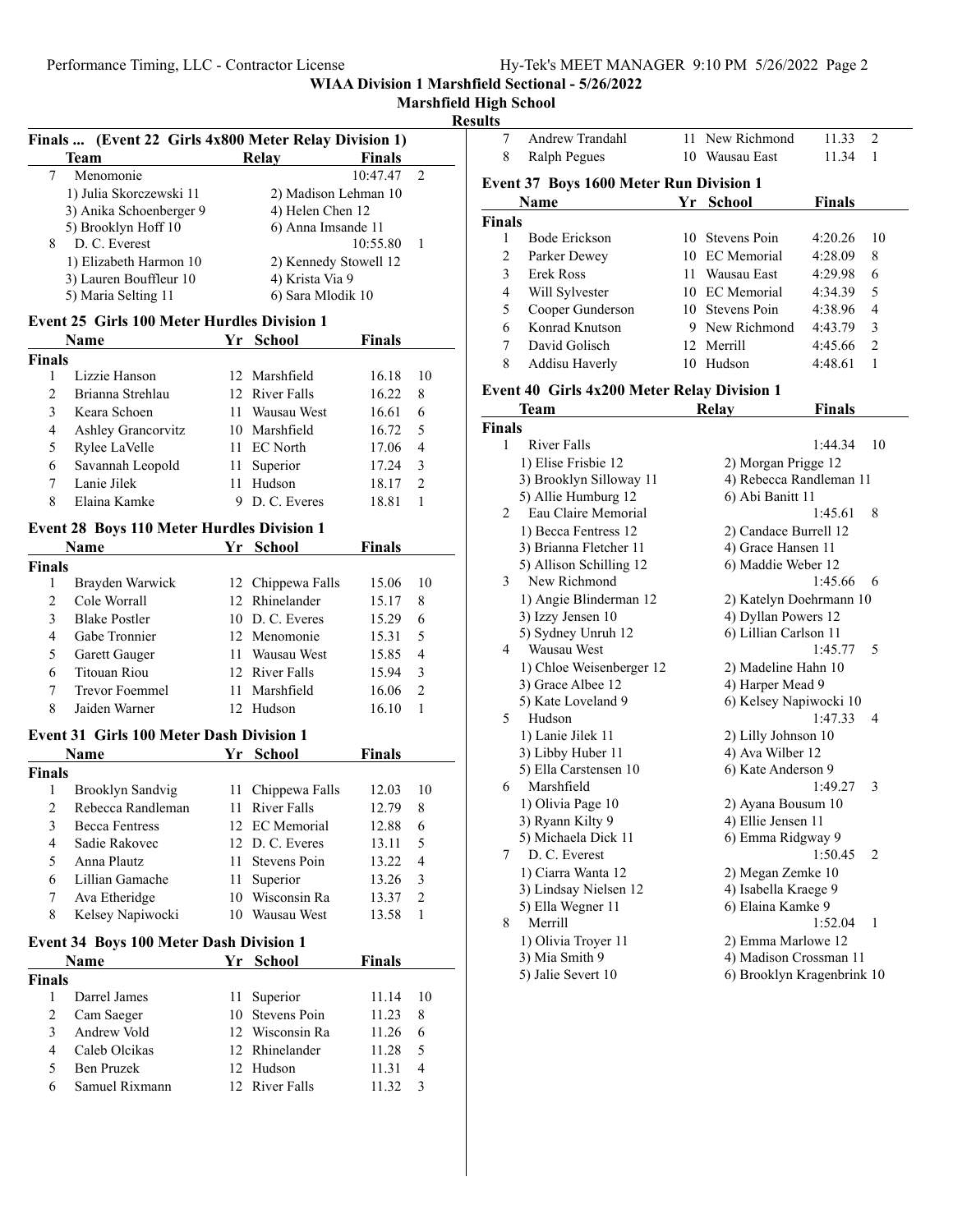# WIAA Division 1 Marshfield Sectional - 5/26/2022

## Marshfield High School

### Results

**Finals ... (Event 22 Girls 4x800 Meter Relay Division 1)**

| | Team | Relay | Finals | |
|---|---|---|---|---|
| 7 | Menomonie | | 10:47.47 | 2 |
| | 1) Julia Skorczewski 11 | 2) Madison Lehman 10 | | |
| | 3) Anika Schoenberger 9 | 4) Helen Chen 12 | | |
| | 5) Brooklyn Hoff 10 | 6) Anna Imsande 11 | | |
| 8 | D. C. Everest | | 10:55.80 | 1 |
| | 1) Elizabeth Harmon 10 | 2) Kennedy Stowell 12 | | |
| | 3) Lauren Bouffleur 10 | 4) Krista Via 9 | | |
| | 5) Maria Selting 11 | 6) Sara Mlodik 10 | | |

**Event 25 Girls 100 Meter Hurdles Division 1**

| | Name | Yr | School | Finals | |
|---|---|---|---|---|---|
| **Finals** | | | | | |
| 1 | Lizzie Hanson | 12 | Marshfield | 16.18 | 10 |
| 2 | Brianna Strehlau | 12 | River Falls | 16.22 | 8 |
| 3 | Keara Schoen | 11 | Wausau West | 16.61 | 6 |
| 4 | Ashley Grancorvitz | 10 | Marshfield | 16.72 | 5 |
| 5 | Rylee LaVelle | 11 | EC North | 17.06 | 4 |
| 6 | Savannah Leopold | 11 | Superior | 17.24 | 3 |
| 7 | Lanie Jilek | 11 | Hudson | 18.17 | 2 |
| 8 | Elaina Kamke | 9 | D. C. Everes | 18.81 | 1 |

**Event 28 Boys 110 Meter Hurdles Division 1**

| | Name | Yr | School | Finals | |
|---|---|---|---|---|---|
| **Finals** | | | | | |
| 1 | Brayden Warwick | 12 | Chippewa Falls | 15.06 | 10 |
| 2 | Cole Worrall | 12 | Rhinelander | 15.17 | 8 |
| 3 | Blake Postler | 10 | D. C. Everes | 15.29 | 6 |
| 4 | Gabe Tronnier | 12 | Menomonie | 15.31 | 5 |
| 5 | Garett Gauger | 11 | Wausau West | 15.85 | 4 |
| 6 | Titouan Riou | 12 | River Falls | 15.94 | 3 |
| 7 | Trevor Foemmel | 11 | Marshfield | 16.06 | 2 |
| 8 | Jaiden Warner | 12 | Hudson | 16.10 | 1 |

**Event 31 Girls 100 Meter Dash Division 1**

| | Name | Yr | School | Finals | |
|---|---|---|---|---|---|
| **Finals** | | | | | |
| 1 | Brooklyn Sandvig | 11 | Chippewa Falls | 12.03 | 10 |
| 2 | Rebecca Randleman | 11 | River Falls | 12.79 | 8 |
| 3 | Becca Fentress | 12 | EC Memorial | 12.88 | 6 |
| 4 | Sadie Rakovec | 12 | D. C. Everes | 13.11 | 5 |
| 5 | Anna Plautz | 11 | Stevens Poin | 13.22 | 4 |
| 6 | Lillian Gamache | 11 | Superior | 13.26 | 3 |
| 7 | Ava Etheridge | 10 | Wisconsin Ra | 13.37 | 2 |
| 8 | Kelsey Napiwocki | 10 | Wausau West | 13.58 | 1 |

**Event 34 Boys 100 Meter Dash Division 1**

| | Name | Yr | School | Finals | |
|---|---|---|---|---|---|
| **Finals** | | | | | |
| 1 | Darrel James | 11 | Superior | 11.14 | 10 |
| 2 | Cam Saeger | 10 | Stevens Poin | 11.23 | 8 |
| 3 | Andrew Vold | 12 | Wisconsin Ra | 11.26 | 6 |
| 4 | Caleb Olcikas | 12 | Rhinelander | 11.28 | 5 |
| 5 | Ben Pruzek | 12 | Hudson | 11.31 | 4 |
| 6 | Samuel Rixmann | 12 | River Falls | 11.32 | 3 |
| 7 | Andrew Trandahl | 11 | New Richmond | 11.33 | 2 |
| 8 | Ralph Pegues | 10 | Wausau East | 11.34 | 1 |

**Event 37 Boys 1600 Meter Run Division 1**

| | Name | Yr | School | Finals | |
|---|---|---|---|---|---|
| **Finals** | | | | | |
| 1 | Bode Erickson | 10 | Stevens Poin | 4:20.26 | 10 |
| 2 | Parker Dewey | 10 | EC Memorial | 4:28.09 | 8 |
| 3 | Erek Ross | 11 | Wausau East | 4:29.98 | 6 |
| 4 | Will Sylvester | 10 | EC Memorial | 4:34.39 | 5 |
| 5 | Cooper Gunderson | 10 | Stevens Poin | 4:38.96 | 4 |
| 6 | Konrad Knutson | 9 | New Richmond | 4:43.79 | 3 |
| 7 | David Golisch | 12 | Merrill | 4:45.66 | 2 |
| 8 | Addisu Haverly | 10 | Hudson | 4:48.61 | 1 |

**Event 40 Girls 4x200 Meter Relay Division 1**

| | Team | Relay | Finals | |
|---|---|---|---|---|
| **Finals** | | | | |
| 1 | River Falls | | 1:44.34 | 10 |
| | 1) Elise Frisbie 12 | 2) Morgan Prigge 12 | | |
| | 3) Brooklyn Silloway 11 | 4) Rebecca Randleman 11 | | |
| | 5) Allie Humburg 12 | 6) Abi Banitt 11 | | |
| 2 | Eau Claire Memorial | | 1:45.61 | 8 |
| | 1) Becca Fentress 12 | 2) Candace Burrell 12 | | |
| | 3) Brianna Fletcher 11 | 4) Grace Hansen 11 | | |
| | 5) Allison Schilling 12 | 6) Maddie Weber 12 | | |
| 3 | New Richmond | | 1:45.66 | 6 |
| | 1) Angie Blinderman 12 | 2) Katelyn Doehrmann 10 | | |
| | 3) Izzy Jensen 10 | 4) Dyllan Powers 12 | | |
| | 5) Sydney Unruh 12 | 6) Lillian Carlson 11 | | |
| 4 | Wausau West | | 1:45.77 | 5 |
| | 1) Chloe Weisenberger 12 | 2) Madeline Hahn 10 | | |
| | 3) Grace Albee 12 | 4) Harper Mead 9 | | |
| | 5) Kate Loveland 9 | 6) Kelsey Napiwocki 10 | | |
| 5 | Hudson | | 1:47.33 | 4 |
| | 1) Lanie Jilek 11 | 2) Lilly Johnson 10 | | |
| | 3) Libby Huber 11 | 4) Ava Wilber 12 | | |
| | 5) Ella Carstensen 10 | 6) Kate Anderson 9 | | |
| 6 | Marshfield | | 1:49.27 | 3 |
| | 1) Olivia Page 10 | 2) Ayana Bousum 10 | | |
| | 3) Ryann Kilty 9 | 4) Ellie Jensen 11 | | |
| | 5) Michaela Dick 11 | 6) Emma Ridgway 9 | | |
| 7 | D. C. Everest | | 1:50.45 | 2 |
| | 1) Ciarra Wanta 12 | 2) Megan Zemke 10 | | |
| | 3) Lindsay Nielsen 12 | 4) Isabella Kraege 9 | | |
| | 5) Ella Wegner 11 | 6) Elaina Kamke 9 | | |
| 8 | Merrill | | 1:52.04 | 1 |
| | 1) Olivia Troyer 11 | 2) Emma Marlowe 12 | | |
| | 3) Mia Smith 9 | 4) Madison Crossman 11 | | |
| | 5) Jalie Severt 10 | 6) Brooklyn Kragenbrink 10 | | |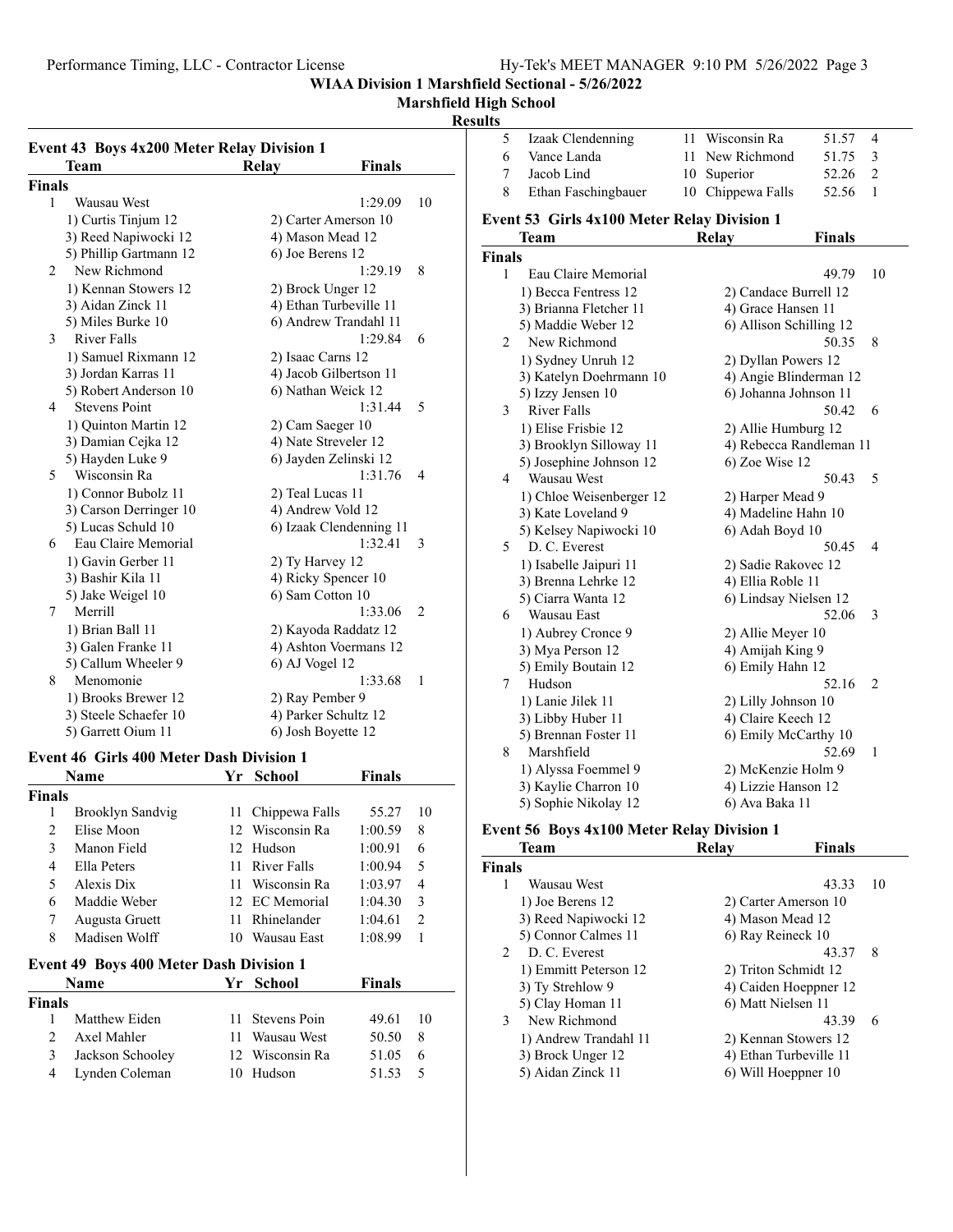WIAA Division 1 Marshfield Sectional - 5/26/2022

Marshfield High School

Results

### Event 43 Boys 4x200 Meter Relay Division 1

| | Team | Relay | Finals | |
|---|---|---|---|---|
| **Finals** | | | | |
| 1 | Wausau West | | 1:29.09 | 10 |
| | 1) Curtis Tinjum 12 | 2) Carter Amerson 10 | | |
| | 3) Reed Napiwocki 12 | 4) Mason Mead 12 | | |
| | 5) Phillip Gartmann 12 | 6) Joe Berens 12 | | |
| 2 | New Richmond | | 1:29.19 | 8 |
| | 1) Kennan Stowers 12 | 2) Brock Unger 12 | | |
| | 3) Aidan Zinck 11 | 4) Ethan Turbeville 11 | | |
| | 5) Miles Burke 10 | 6) Andrew Trandahl 11 | | |
| 3 | River Falls | | 1:29.84 | 6 |
| | 1) Samuel Rixmann 12 | 2) Isaac Carns 12 | | |
| | 3) Jordan Karras 11 | 4) Jacob Gilbertson 11 | | |
| | 5) Robert Anderson 10 | 6) Nathan Weick 12 | | |
| 4 | Stevens Point | | 1:31.44 | 5 |
| | 1) Quinton Martin 12 | 2) Cam Saeger 10 | | |
| | 3) Damian Cejka 12 | 4) Nate Streveler 12 | | |
| | 5) Hayden Luke 9 | 6) Jayden Zelinski 12 | | |
| 5 | Wisconsin Ra | | 1:31.76 | 4 |
| | 1) Connor Bubolz 11 | 2) Teal Lucas 11 | | |
| | 3) Carson Derringer 10 | 4) Andrew Vold 12 | | |
| | 5) Lucas Schuld 10 | 6) Izaak Clendenning 11 | | |
| 6 | Eau Claire Memorial | | 1:32.41 | 3 |
| | 1) Gavin Gerber 11 | 2) Ty Harvey 12 | | |
| | 3) Bashir Kila 11 | 4) Ricky Spencer 10 | | |
| | 5) Jake Weigel 10 | 6) Sam Cotton 10 | | |
| 7 | Merrill | | 1:33.06 | 2 |
| | 1) Brian Ball 11 | 2) Kayoda Raddatz 12 | | |
| | 3) Galen Franke 11 | 4) Ashton Voermans 12 | | |
| | 5) Callum Wheeler 9 | 6) AJ Vogel 12 | | |
| 8 | Menomonie | | 1:33.68 | 1 |
| | 1) Brooks Brewer 12 | 2) Ray Pember 9 | | |
| | 3) Steele Schaefer 10 | 4) Parker Schultz 12 | | |
| | 5) Garrett Oium 11 | 6) Josh Boyette 12 | | |

### Event 46 Girls 400 Meter Dash Division 1

| | Name | Yr | School | Finals | |
|---|---|---|---|---|---|
| **Finals** | | | | | |
| 1 | Brooklyn Sandvig | 11 | Chippewa Falls | 55.27 | 10 |
| 2 | Elise Moon | 12 | Wisconsin Ra | 1:00.59 | 8 |
| 3 | Manon Field | 12 | Hudson | 1:00.91 | 6 |
| 4 | Ella Peters | 11 | River Falls | 1:00.94 | 5 |
| 5 | Alexis Dix | 11 | Wisconsin Ra | 1:03.97 | 4 |
| 6 | Maddie Weber | 12 | EC Memorial | 1:04.30 | 3 |
| 7 | Augusta Gruett | 11 | Rhinelander | 1:04.61 | 2 |
| 8 | Madisen Wolff | 10 | Wausau East | 1:08.99 | 1 |

### Event 49 Boys 400 Meter Dash Division 1

| | Name | Yr | School | Finals | |
|---|---|---|---|---|---|
| **Finals** | | | | | |
| 1 | Matthew Eiden | 11 | Stevens Poin | 49.61 | 10 |
| 2 | Axel Mahler | 11 | Wausau West | 50.50 | 8 |
| 3 | Jackson Schooley | 12 | Wisconsin Ra | 51.05 | 6 |
| 4 | Lynden Coleman | 10 | Hudson | 51.53 | 5 |
| 5 | Izaak Clendenning | 11 | Wisconsin Ra | 51.57 | 4 |
| 6 | Vance Landa | 11 | New Richmond | 51.75 | 3 |
| 7 | Jacob Lind | 10 | Superior | 52.26 | 2 |
| 8 | Ethan Faschingbauer | 10 | Chippewa Falls | 52.56 | 1 |

### Event 53 Girls 4x100 Meter Relay Division 1

| | Team | Relay | Finals | |
|---|---|---|---|---|
| **Finals** | | | | |
| 1 | Eau Claire Memorial | | 49.79 | 10 |
| | 1) Becca Fentress 12 | 2) Candace Burrell 12 | | |
| | 3) Brianna Fletcher 11 | 4) Grace Hansen 11 | | |
| | 5) Maddie Weber 12 | 6) Allison Schilling 12 | | |
| 2 | New Richmond | | 50.35 | 8 |
| | 1) Sydney Unruh 12 | 2) Dyllan Powers 12 | | |
| | 3) Katelyn Doehrmann 10 | 4) Angie Blinderman 12 | | |
| | 5) Izzy Jensen 10 | 6) Johanna Johnson 11 | | |
| 3 | River Falls | | 50.42 | 6 |
| | 1) Elise Frisbie 12 | 2) Allie Humburg 12 | | |
| | 3) Brooklyn Silloway 11 | 4) Rebecca Randleman 11 | | |
| | 5) Josephine Johnson 12 | 6) Zoe Wise 12 | | |
| 4 | Wausau West | | 50.43 | 5 |
| | 1) Chloe Weisenberger 12 | 2) Harper Mead 9 | | |
| | 3) Kate Loveland 9 | 4) Madeline Hahn 10 | | |
| | 5) Kelsey Napiwocki 10 | 6) Adah Boyd 10 | | |
| 5 | D. C. Everest | | 50.45 | 4 |
| | 1) Isabelle Jaipuri 11 | 2) Sadie Rakovec 12 | | |
| | 3) Brenna Lehrke 12 | 4) Ellia Roble 11 | | |
| | 5) Ciarra Wanta 12 | 6) Lindsay Nielsen 12 | | |
| 6 | Wausau East | | 52.06 | 3 |
| | 1) Aubrey Cronce 9 | 2) Allie Meyer 10 | | |
| | 3) Mya Person 12 | 4) Amijah King 9 | | |
| | 5) Emily Boutain 12 | 6) Emily Hahn 12 | | |
| 7 | Hudson | | 52.16 | 2 |
| | 1) Lanie Jilek 11 | 2) Lilly Johnson 10 | | |
| | 3) Libby Huber 11 | 4) Claire Keech 12 | | |
| | 5) Brennan Foster 11 | 6) Emily McCarthy 10 | | |
| 8 | Marshfield | | 52.69 | 1 |
| | 1) Alyssa Foemmel 9 | 2) McKenzie Holm 9 | | |
| | 3) Kaylie Charron 10 | 4) Lizzie Hanson 12 | | |
| | 5) Sophie Nikolay 12 | 6) Ava Baka 11 | | |

### Event 56 Boys 4x100 Meter Relay Division 1

| | Team | Relay | Finals | |
|---|---|---|---|---|
| **Finals** | | | | |
| 1 | Wausau West | | 43.33 | 10 |
| | 1) Joe Berens 12 | 2) Carter Amerson 10 | | |
| | 3) Reed Napiwocki 12 | 4) Mason Mead 12 | | |
| | 5) Connor Calmes 11 | 6) Ray Reineck 10 | | |
| 2 | D. C. Everest | | 43.37 | 8 |
| | 1) Emmitt Peterson 12 | 2) Triton Schmidt 12 | | |
| | 3) Ty Strehlow 9 | 4) Caiden Hoeppner 12 | | |
| | 5) Clay Homan 11 | 6) Matt Nielsen 11 | | |
| 3 | New Richmond | | 43.39 | 6 |
| | 1) Andrew Trandahl 11 | 2) Kennan Stowers 12 | | |
| | 3) Brock Unger 12 | 4) Ethan Turbeville 11 | | |
| | 5) Aidan Zinck 11 | 6) Will Hoeppner 10 | | |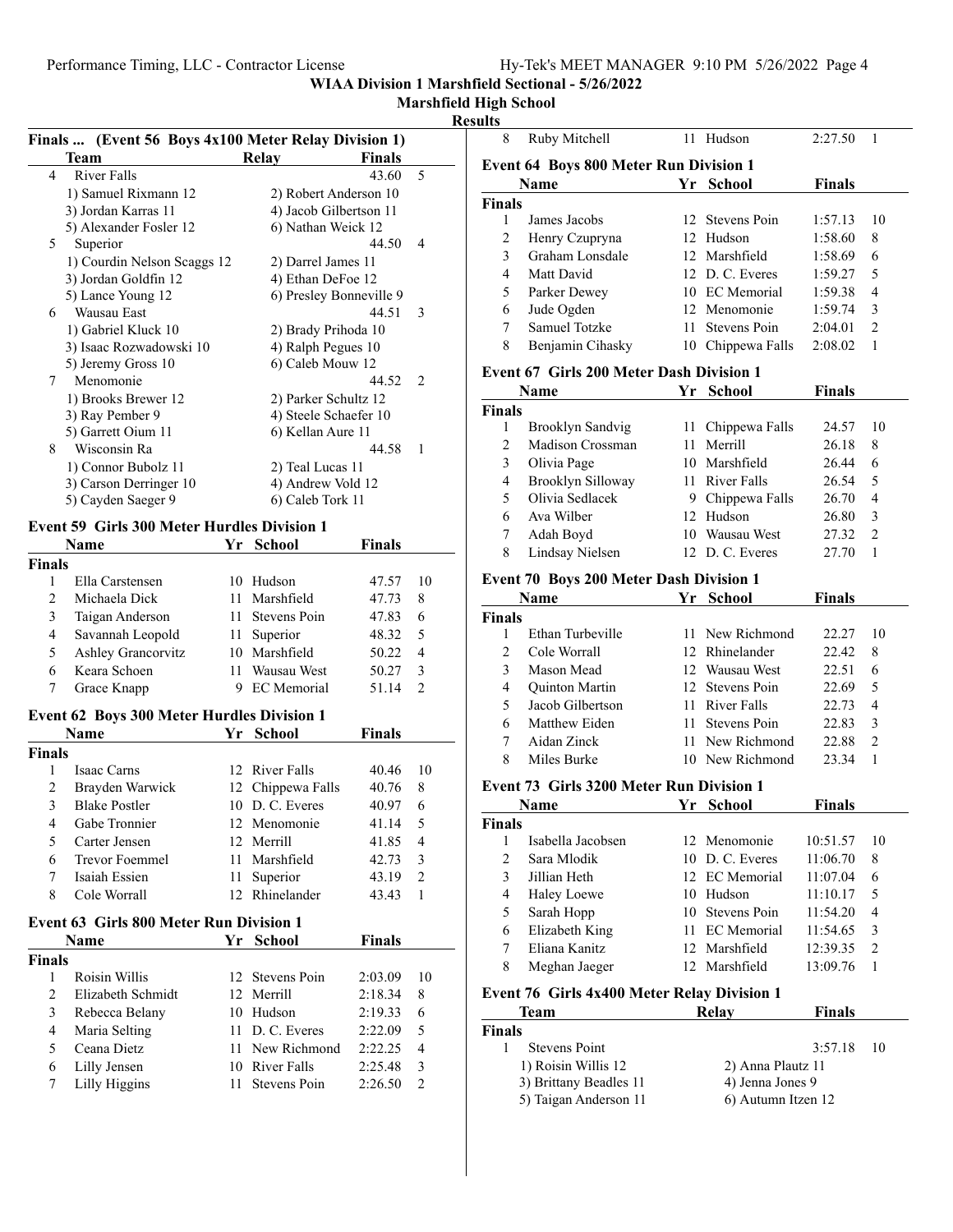# WIAA Division 1 Marshfield Sectional - 5/26/2022

## Marshfield High School

### Results

**Finals ... (Event 56 Boys 4x100 Meter Relay Division 1)**

| | Team | Relay | Finals | |
|---|---|---|---|---|
| 4 | River Falls | | 43.60 | 5 |
| | 1) Samuel Rixmann 12 | 2) Robert Anderson 10 | | |
| | 3) Jordan Karras 11 | 4) Jacob Gilbertson 11 | | |
| | 5) Alexander Fosler 12 | 6) Nathan Weick 12 | | |
| 5 | Superior | | 44.50 | 4 |
| | 1) Courdin Nelson Scaggs 12 | 2) Darrel James 11 | | |
| | 3) Jordan Goldfin 12 | 4) Ethan DeFoe 12 | | |
| | 5) Lance Young 12 | 6) Presley Bonneville 9 | | |
| 6 | Wausau East | | 44.51 | 3 |
| | 1) Gabriel Kluck 10 | 2) Brady Prihoda 10 | | |
| | 3) Isaac Rozwadowski 10 | 4) Ralph Pegues 10 | | |
| | 5) Jeremy Gross 10 | 6) Caleb Mouw 12 | | |
| 7 | Menomonie | | 44.52 | 2 |
| | 1) Brooks Brewer 12 | 2) Parker Schultz 12 | | |
| | 3) Ray Pember 9 | 4) Steele Schaefer 10 | | |
| | 5) Garrett Oium 11 | 6) Kellan Aure 11 | | |
| 8 | Wisconsin Ra | | 44.58 | 1 |
| | 1) Connor Bubolz 11 | 2) Teal Lucas 11 | | |
| | 3) Carson Derringer 10 | 4) Andrew Vold 12 | | |
| | 5) Cayden Saeger 9 | 6) Caleb Tork 11 | | |

**Event 59 Girls 300 Meter Hurdles Division 1**

| | Name | Yr | School | Finals | |
|---|---|---|---|---|---|
| **Finals** | | | | | |
| 1 | Ella Carstensen | 10 | Hudson | 47.57 | 10 |
| 2 | Michaela Dick | 11 | Marshfield | 47.73 | 8 |
| 3 | Taigan Anderson | 11 | Stevens Poin | 47.83 | 6 |
| 4 | Savannah Leopold | 11 | Superior | 48.32 | 5 |
| 5 | Ashley Grancorvitz | 10 | Marshfield | 50.22 | 4 |
| 6 | Keara Schoen | 11 | Wausau West | 50.27 | 3 |
| 7 | Grace Knapp | 9 | EC Memorial | 51.14 | 2 |

**Event 62 Boys 300 Meter Hurdles Division 1**

| | Name | Yr | School | Finals | |
|---|---|---|---|---|---|
| **Finals** | | | | | |
| 1 | Isaac Carns | 12 | River Falls | 40.46 | 10 |
| 2 | Brayden Warwick | 12 | Chippewa Falls | 40.76 | 8 |
| 3 | Blake Postler | 10 | D. C. Everes | 40.97 | 6 |
| 4 | Gabe Tronnier | 12 | Menomonie | 41.14 | 5 |
| 5 | Carter Jensen | 12 | Merrill | 41.85 | 4 |
| 6 | Trevor Foemmel | 11 | Marshfield | 42.73 | 3 |
| 7 | Isaiah Essien | 11 | Superior | 43.19 | 2 |
| 8 | Cole Worrall | 12 | Rhinelander | 43.43 | 1 |

**Event 63 Girls 800 Meter Run Division 1**

| | Name | Yr | School | Finals | |
|---|---|---|---|---|---|
| **Finals** | | | | | |
| 1 | Roisin Willis | 12 | Stevens Poin | 2:03.09 | 10 |
| 2 | Elizabeth Schmidt | 12 | Merrill | 2:18.34 | 8 |
| 3 | Rebecca Belany | 10 | Hudson | 2:19.33 | 6 |
| 4 | Maria Selting | 11 | D. C. Everes | 2:22.09 | 5 |
| 5 | Ceana Dietz | 11 | New Richmond | 2:22.25 | 4 |
| 6 | Lilly Jensen | 10 | River Falls | 2:25.48 | 3 |
| 7 | Lilly Higgins | 11 | Stevens Poin | 2:26.50 | 2 |
| 8 | Ruby Mitchell | 11 | Hudson | 2:27.50 | 1 |

**Event 64 Boys 800 Meter Run Division 1**

| | Name | Yr | School | Finals | |
|---|---|---|---|---|---|
| **Finals** | | | | | |
| 1 | James Jacobs | 12 | Stevens Poin | 1:57.13 | 10 |
| 2 | Henry Czupryna | 12 | Hudson | 1:58.60 | 8 |
| 3 | Graham Lonsdale | 12 | Marshfield | 1:58.69 | 6 |
| 4 | Matt David | 12 | D. C. Everes | 1:59.27 | 5 |
| 5 | Parker Dewey | 10 | EC Memorial | 1:59.38 | 4 |
| 6 | Jude Ogden | 12 | Menomonie | 1:59.74 | 3 |
| 7 | Samuel Totzke | 11 | Stevens Poin | 2:04.01 | 2 |
| 8 | Benjamin Cihasky | 10 | Chippewa Falls | 2:08.02 | 1 |

**Event 67 Girls 200 Meter Dash Division 1**

| | Name | Yr | School | Finals | |
|---|---|---|---|---|---|
| **Finals** | | | | | |
| 1 | Brooklyn Sandvig | 11 | Chippewa Falls | 24.57 | 10 |
| 2 | Madison Crossman | 11 | Merrill | 26.18 | 8 |
| 3 | Olivia Page | 10 | Marshfield | 26.44 | 6 |
| 4 | Brooklyn Silloway | 11 | River Falls | 26.54 | 5 |
| 5 | Olivia Sedlacek | 9 | Chippewa Falls | 26.70 | 4 |
| 6 | Ava Wilber | 12 | Hudson | 26.80 | 3 |
| 7 | Adah Boyd | 10 | Wausau West | 27.32 | 2 |
| 8 | Lindsay Nielsen | 12 | D. C. Everes | 27.70 | 1 |

**Event 70 Boys 200 Meter Dash Division 1**

| | Name | Yr | School | Finals | |
|---|---|---|---|---|---|
| **Finals** | | | | | |
| 1 | Ethan Turbeville | 11 | New Richmond | 22.27 | 10 |
| 2 | Cole Worrall | 12 | Rhinelander | 22.42 | 8 |
| 3 | Mason Mead | 12 | Wausau West | 22.51 | 6 |
| 4 | Quinton Martin | 12 | Stevens Poin | 22.69 | 5 |
| 5 | Jacob Gilbertson | 11 | River Falls | 22.73 | 4 |
| 6 | Matthew Eiden | 11 | Stevens Poin | 22.83 | 3 |
| 7 | Aidan Zinck | 11 | New Richmond | 22.88 | 2 |
| 8 | Miles Burke | 10 | New Richmond | 23.34 | 1 |

**Event 73 Girls 3200 Meter Run Division 1**

| | Name | Yr | School | Finals | |
|---|---|---|---|---|---|
| **Finals** | | | | | |
| 1 | Isabella Jacobsen | 12 | Menomonie | 10:51.57 | 10 |
| 2 | Sara Mlodik | 10 | D. C. Everes | 11:06.70 | 8 |
| 3 | Jillian Heth | 12 | EC Memorial | 11:07.04 | 6 |
| 4 | Haley Loewe | 10 | Hudson | 11:10.17 | 5 |
| 5 | Sarah Hopp | 10 | Stevens Poin | 11:54.20 | 4 |
| 6 | Elizabeth King | 11 | EC Memorial | 11:54.65 | 3 |
| 7 | Eliana Kanitz | 12 | Marshfield | 12:39.35 | 2 |
| 8 | Meghan Jaeger | 12 | Marshfield | 13:09.76 | 1 |

**Event 76 Girls 4x400 Meter Relay Division 1**

| | Team | Relay | Finals | |
|---|---|---|---|---|
| **Finals** | | | | |
| 1 | Stevens Point | | 3:57.18 | 10 |
| | 1) Roisin Willis 12 | 2) Anna Plautz 11 | | |
| | 3) Brittany Beadles 11 | 4) Jenna Jones 9 | | |
| | 5) Taigan Anderson 11 | 6) Autumn Itzen 12 | | |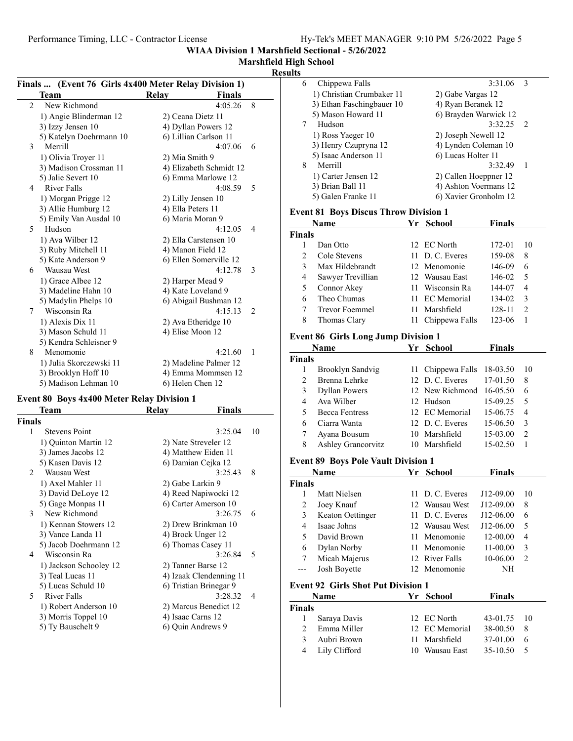WIAA Division 1 Marshfield Sectional - 5/26/2022

Marshfield High School

Results

### Finals ... (Event 76 Girls 4x400 Meter Relay Division 1)

| | Team | Relay | Finals | |
|---|---|---|---|---|
| 2 | New Richmond | | 4:05.26 | 8 |
| | 1) Angie Blinderman 12 | 2) Ceana Dietz 11 | | |
| | 3) Izzy Jensen 10 | 4) Dyllan Powers 12 | | |
| | 5) Katelyn Doehrmann 10 | 6) Lillian Carlson 11 | | |
| 3 | Merrill | | 4:07.06 | 6 |
| | 1) Olivia Troyer 11 | 2) Mia Smith 9 | | |
| | 3) Madison Crossman 11 | 4) Elizabeth Schmidt 12 | | |
| | 5) Jalie Severt 10 | 6) Emma Marlowe 12 | | |
| 4 | River Falls | | 4:08.59 | 5 |
| | 1) Morgan Prigge 12 | 2) Lilly Jensen 10 | | |
| | 3) Allie Humburg 12 | 4) Ella Peters 11 | | |
| | 5) Emily Van Ausdal 10 | 6) Maria Moran 9 | | |
| 5 | Hudson | | 4:12.05 | 4 |
| | 1) Ava Wilber 12 | 2) Ella Carstensen 10 | | |
| | 3) Ruby Mitchell 11 | 4) Manon Field 12 | | |
| | 5) Kate Anderson 9 | 6) Ellen Somerville 12 | | |
| 6 | Wausau West | | 4:12.78 | 3 |
| | 1) Grace Albee 12 | 2) Harper Mead 9 | | |
| | 3) Madeline Hahn 10 | 4) Kate Loveland 9 | | |
| | 5) Madylin Phelps 10 | 6) Abigail Bushman 12 | | |
| 7 | Wisconsin Ra | | 4:15.13 | 2 |
| | 1) Alexis Dix 11 | 2) Ava Etheridge 10 | | |
| | 3) Mason Schuld 11 | 4) Elise Moon 12 | | |
| | 5) Kendra Schleisner 9 | | | |
| 8 | Menomonie | | 4:21.60 | 1 |
| | 1) Julia Skorczewski 11 | 2) Madeline Palmer 12 | | |
| | 3) Brooklyn Hoff 10 | 4) Emma Mommsen 12 | | |
| | 5) Madison Lehman 10 | 6) Helen Chen 12 | | |

### Event 80 Boys 4x400 Meter Relay Division 1

| | Team | Relay | Finals | |
|---|---|---|---|---|
| **Finals** | | | | |
| 1 | Stevens Point | | 3:25.04 | 10 |
| | 1) Quinton Martin 12 | 2) Nate Streveler 12 | | |
| | 3) James Jacobs 12 | 4) Matthew Eiden 11 | | |
| | 5) Kasen Davis 12 | 6) Damian Cejka 12 | | |
| 2 | Wausau West | | 3:25.43 | 8 |
| | 1) Axel Mahler 11 | 2) Gabe Larkin 9 | | |
| | 3) David DeLoye 12 | 4) Reed Napiwocki 12 | | |
| | 5) Gage Monpas 11 | 6) Carter Amerson 10 | | |
| 3 | New Richmond | | 3:26.75 | 6 |
| | 1) Kennan Stowers 12 | 2) Drew Brinkman 10 | | |
| | 3) Vance Landa 11 | 4) Brock Unger 12 | | |
| | 5) Jacob Doehrmann 12 | 6) Thomas Casey 11 | | |
| 4 | Wisconsin Ra | | 3:26.84 | 5 |
| | 1) Jackson Schooley 12 | 2) Tanner Barse 12 | | |
| | 3) Teal Lucas 11 | 4) Izaak Clendenning 11 | | |
| | 5) Lucas Schuld 10 | 6) Tristian Brinegar 9 | | |
| 5 | River Falls | | 3:28.32 | 4 |
| | 1) Robert Anderson 10 | 2) Marcus Benedict 12 | | |
| | 3) Morris Toppel 10 | 4) Isaac Carns 12 | | |
| | 5) Ty Bauschelt 9 | 6) Quin Andrews 9 | | |
| 6 | Chippewa Falls | | 3:31.06 | 3 |
| | 1) Christian Crumbaker 11 | 2) Gabe Vargas 12 | | |
| | 3) Ethan Faschingbauer 10 | 4) Ryan Beranek 12 | | |
| | 5) Mason Howard 11 | 6) Brayden Warwick 12 | | |
| 7 | Hudson | | 3:32.25 | 2 |
| | 1) Ross Yaeger 10 | 2) Joseph Newell 12 | | |
| | 3) Henry Czupryna 12 | 4) Lynden Coleman 10 | | |
| | 5) Isaac Anderson 11 | 6) Lucas Holter 11 | | |
| 8 | Merrill | | 3:32.49 | 1 |
| | 1) Carter Jensen 12 | 2) Callen Hoeppner 12 | | |
| | 3) Brian Ball 11 | 4) Ashton Voermans 12 | | |
| | 5) Galen Franke 11 | 6) Xavier Gronholm 12 | | |

### Event 81 Boys Discus Throw Division 1

| | Name | Yr | School | Finals | |
|---|---|---|---|---|---|
| **Finals** | | | | | |
| 1 | Dan Otto | 12 | EC North | 172-01 | 10 |
| 2 | Cole Stevens | 11 | D. C. Everes | 159-08 | 8 |
| 3 | Max Hildebrandt | 12 | Menomonie | 146-09 | 6 |
| 4 | Sawyer Trevillian | 12 | Wausau East | 146-02 | 5 |
| 5 | Connor Akey | 11 | Wisconsin Ra | 144-07 | 4 |
| 6 | Theo Chumas | 11 | EC Memorial | 134-02 | 3 |
| 7 | Trevor Foemmel | 11 | Marshfield | 128-11 | 2 |
| 8 | Thomas Clary | 11 | Chippewa Falls | 123-06 | 1 |

### Event 86 Girls Long Jump Division 1

| | Name | Yr | School | Finals | |
|---|---|---|---|---|---|
| **Finals** | | | | | |
| 1 | Brooklyn Sandvig | 11 | Chippewa Falls | 18-03.50 | 10 |
| 2 | Brenna Lehrke | 12 | D. C. Everes | 17-01.50 | 8 |
| 3 | Dyllan Powers | 12 | New Richmond | 16-05.50 | 6 |
| 4 | Ava Wilber | 12 | Hudson | 15-09.25 | 5 |
| 5 | Becca Fentress | 12 | EC Memorial | 15-06.75 | 4 |
| 6 | Ciarra Wanta | 12 | D. C. Everes | 15-06.50 | 3 |
| 7 | Ayana Bousum | 10 | Marshfield | 15-03.00 | 2 |
| 8 | Ashley Grancorvitz | 10 | Marshfield | 15-02.50 | 1 |

### Event 89 Boys Pole Vault Division 1

| | Name | Yr | School | Finals | |
|---|---|---|---|---|---|
| **Finals** | | | | | |
| 1 | Matt Nielsen | 11 | D. C. Everes | J12-09.00 | 10 |
| 2 | Joey Knauf | 12 | Wausau West | J12-09.00 | 8 |
| 3 | Keaton Oettinger | 11 | D. C. Everes | J12-06.00 | 6 |
| 4 | Isaac Johns | 12 | Wausau West | J12-06.00 | 5 |
| 5 | David Brown | 11 | Menomonie | 12-00.00 | 4 |
| 6 | Dylan Norby | 11 | Menomonie | 11-00.00 | 3 |
| 7 | Micah Majerus | 12 | River Falls | 10-06.00 | 2 |
| --- | Josh Boyette | 12 | Menomonie | NH | |

### Event 92 Girls Shot Put Division 1

| | Name | Yr | School | Finals | |
|---|---|---|---|---|---|
| **Finals** | | | | | |
| 1 | Saraya Davis | 12 | EC North | 43-01.75 | 10 |
| 2 | Emma Miller | 12 | EC Memorial | 38-00.50 | 8 |
| 3 | Aubri Brown | 11 | Marshfield | 37-01.00 | 6 |
| 4 | Lily Clifford | 10 | Wausau East | 35-10.50 | 5 |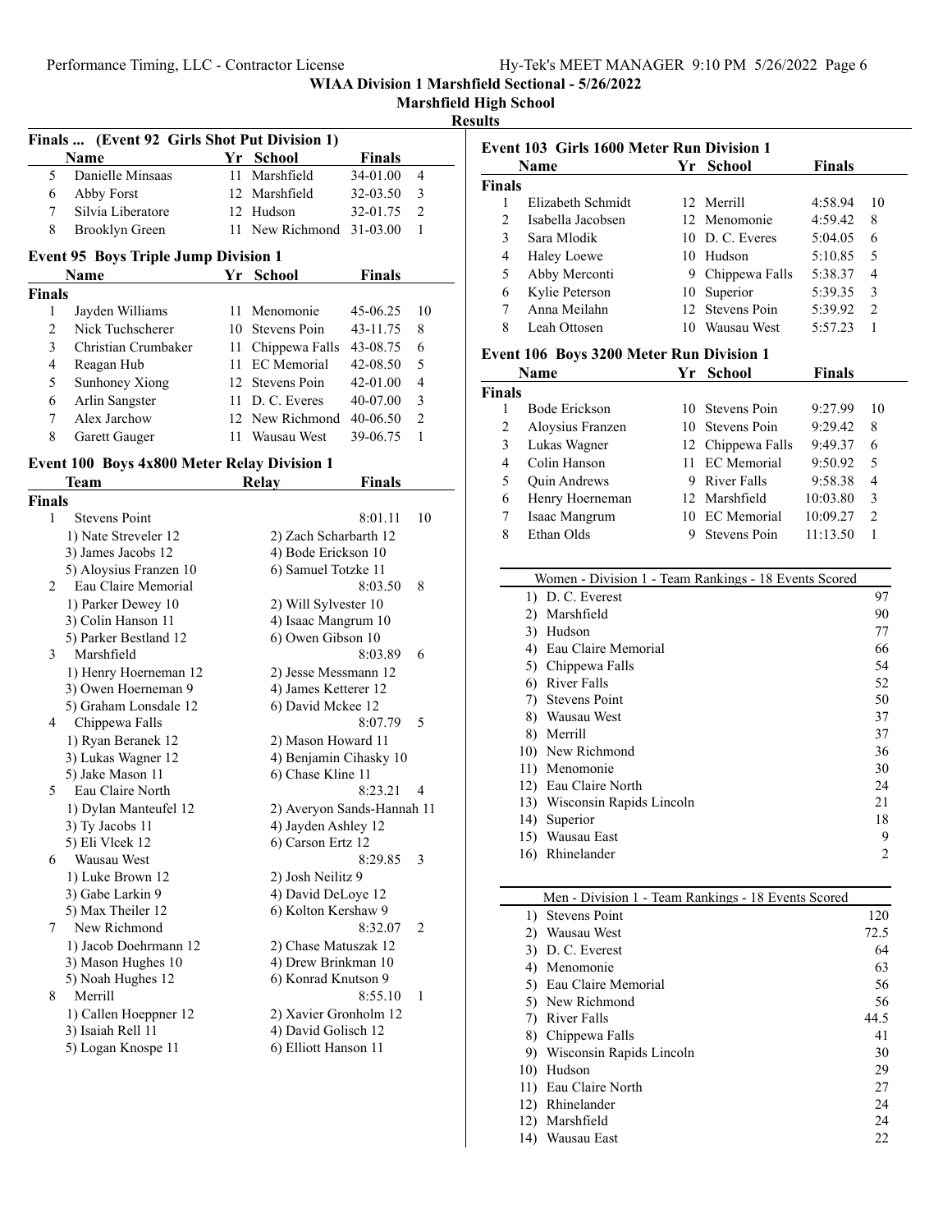**WIAA Division 1 Marshfield Sectional - 5/26/2022**

**Marshfield High School**

**Results**

### Finals ... (Event 92 Girls Shot Put Division 1)

| | Name | Yr | School | Finals | |
|---|---|---|---|---|---|
| 5 | Danielle Minsaas | 11 | Marshfield | 34-01.00 | 4 |
| 6 | Abby Forst | 12 | Marshfield | 32-03.50 | 3 |
| 7 | Silvia Liberatore | 12 | Hudson | 32-01.75 | 2 |
| 8 | Brooklyn Green | 11 | New Richmond | 31-03.00 | 1 |

### Event 95 Boys Triple Jump Division 1

| | Name | Yr | School | Finals | |
|---|---|---|---|---|---|
| **Finals** | | | | | |
| 1 | Jayden Williams | 11 | Menomonie | 45-06.25 | 10 |
| 2 | Nick Tuchscherer | 10 | Stevens Poin | 43-11.75 | 8 |
| 3 | Christian Crumbaker | 11 | Chippewa Falls | 43-08.75 | 6 |
| 4 | Reagan Hub | 11 | EC Memorial | 42-08.50 | 5 |
| 5 | Sunhoney Xiong | 12 | Stevens Poin | 42-01.00 | 4 |
| 6 | Arlin Sangster | 11 | D. C. Everes | 40-07.00 | 3 |
| 7 | Alex Jarchow | 12 | New Richmond | 40-06.50 | 2 |
| 8 | Garett Gauger | 11 | Wausau West | 39-06.75 | 1 |

### Event 100 Boys 4x800 Meter Relay Division 1

| | Team | Relay | Finals | |
|---|---|---|---|---|
| **Finals** | | | | |
| 1 | Stevens Point | | 8:01.11 | 10 |
| | 1) Nate Streveler 12 | 2) Zach Scharbarth 12 | | |
| | 3) James Jacobs 12 | 4) Bode Erickson 10 | | |
| | 5) Aloysius Franzen 10 | 6) Samuel Totzke 11 | | |
| 2 | Eau Claire Memorial | | 8:03.50 | 8 |
| | 1) Parker Dewey 10 | 2) Will Sylvester 10 | | |
| | 3) Colin Hanson 11 | 4) Isaac Mangrum 10 | | |
| | 5) Parker Bestland 12 | 6) Owen Gibson 10 | | |
| 3 | Marshfield | | 8:03.89 | 6 |
| | 1) Henry Hoerneman 12 | 2) Jesse Messmann 12 | | |
| | 3) Owen Hoerneman 9 | 4) James Ketterer 12 | | |
| | 5) Graham Lonsdale 12 | 6) David Mckee 12 | | |
| 4 | Chippewa Falls | | 8:07.79 | 5 |
| | 1) Ryan Beranek 12 | 2) Mason Howard 11 | | |
| | 3) Lukas Wagner 12 | 4) Benjamin Cihasky 10 | | |
| | 5) Jake Mason 11 | 6) Chase Kline 11 | | |
| 5 | Eau Claire North | | 8:23.21 | 4 |
| | 1) Dylan Manteufel 12 | 2) Averyon Sands-Hannah 11 | | |
| | 3) Ty Jacobs 11 | 4) Jayden Ashley 12 | | |
| | 5) Eli Vlcek 12 | 6) Carson Ertz 12 | | |
| 6 | Wausau West | | 8:29.85 | 3 |
| | 1) Luke Brown 12 | 2) Josh Neilitz 9 | | |
| | 3) Gabe Larkin 9 | 4) David DeLoye 12 | | |
| | 5) Max Theiler 12 | 6) Kolton Kershaw 9 | | |
| 7 | New Richmond | | 8:32.07 | 2 |
| | 1) Jacob Doehrmann 12 | 2) Chase Matuszak 12 | | |
| | 3) Mason Hughes 10 | 4) Drew Brinkman 10 | | |
| | 5) Noah Hughes 12 | 6) Konrad Knutson 9 | | |
| 8 | Merrill | | 8:55.10 | 1 |
| | 1) Callen Hoeppner 12 | 2) Xavier Gronholm 12 | | |
| | 3) Isaiah Rell 11 | 4) David Golisch 12 | | |
| | 5) Logan Knospe 11 | 6) Elliott Hanson 11 | | |

### Event 103 Girls 1600 Meter Run Division 1

| | Name | Yr | School | Finals | |
|---|---|---|---|---|---|
| **Finals** | | | | | |
| 1 | Elizabeth Schmidt | 12 | Merrill | 4:58.94 | 10 |
| 2 | Isabella Jacobsen | 12 | Menomonie | 4:59.42 | 8 |
| 3 | Sara Mlodik | 10 | D. C. Everes | 5:04.05 | 6 |
| 4 | Haley Loewe | 10 | Hudson | 5:10.85 | 5 |
| 5 | Abby Merconti | 9 | Chippewa Falls | 5:38.37 | 4 |
| 6 | Kylie Peterson | 10 | Superior | 5:39.35 | 3 |
| 7 | Anna Meilahn | 12 | Stevens Poin | 5:39.92 | 2 |
| 8 | Leah Ottosen | 10 | Wausau West | 5:57.23 | 1 |

### Event 106 Boys 3200 Meter Run Division 1

| | Name | Yr | School | Finals | |
|---|---|---|---|---|---|
| **Finals** | | | | | |
| 1 | Bode Erickson | 10 | Stevens Poin | 9:27.99 | 10 |
| 2 | Aloysius Franzen | 10 | Stevens Poin | 9:29.42 | 8 |
| 3 | Lukas Wagner | 12 | Chippewa Falls | 9:49.37 | 6 |
| 4 | Colin Hanson | 11 | EC Memorial | 9:50.92 | 5 |
| 5 | Quin Andrews | 9 | River Falls | 9:58.38 | 4 |
| 6 | Henry Hoerneman | 12 | Marshfield | 10:03.80 | 3 |
| 7 | Isaac Mangrum | 10 | EC Memorial | 10:09.27 | 2 |
| 8 | Ethan Olds | 9 | Stevens Poin | 11:13.50 | 1 |

### Women - Division 1 - Team Rankings - 18 Events Scored

| Rank | Team | Points |
|---|---|---|
| 1) | D. C. Everest | 97 |
| 2) | Marshfield | 90 |
| 3) | Hudson | 77 |
| 4) | Eau Claire Memorial | 66 |
| 5) | Chippewa Falls | 54 |
| 6) | River Falls | 52 |
| 7) | Stevens Point | 50 |
| 8) | Wausau West | 37 |
| 8) | Merrill | 37 |
| 10) | New Richmond | 36 |
| 11) | Menomonie | 30 |
| 12) | Eau Claire North | 24 |
| 13) | Wisconsin Rapids Lincoln | 21 |
| 14) | Superior | 18 |
| 15) | Wausau East | 9 |
| 16) | Rhinelander | 2 |

### Men - Division 1 - Team Rankings - 18 Events Scored

| Rank | Team | Points |
|---|---|---|
| 1) | Stevens Point | 120 |
| 2) | Wausau West | 72.5 |
| 3) | D. C. Everest | 64 |
| 4) | Menomonie | 63 |
| 5) | Eau Claire Memorial | 56 |
| 5) | New Richmond | 56 |
| 7) | River Falls | 44.5 |
| 8) | Chippewa Falls | 41 |
| 9) | Wisconsin Rapids Lincoln | 30 |
| 10) | Hudson | 29 |
| 11) | Eau Claire North | 27 |
| 12) | Rhinelander | 24 |
| 12) | Marshfield | 24 |
| 14) | Wausau East | 22 |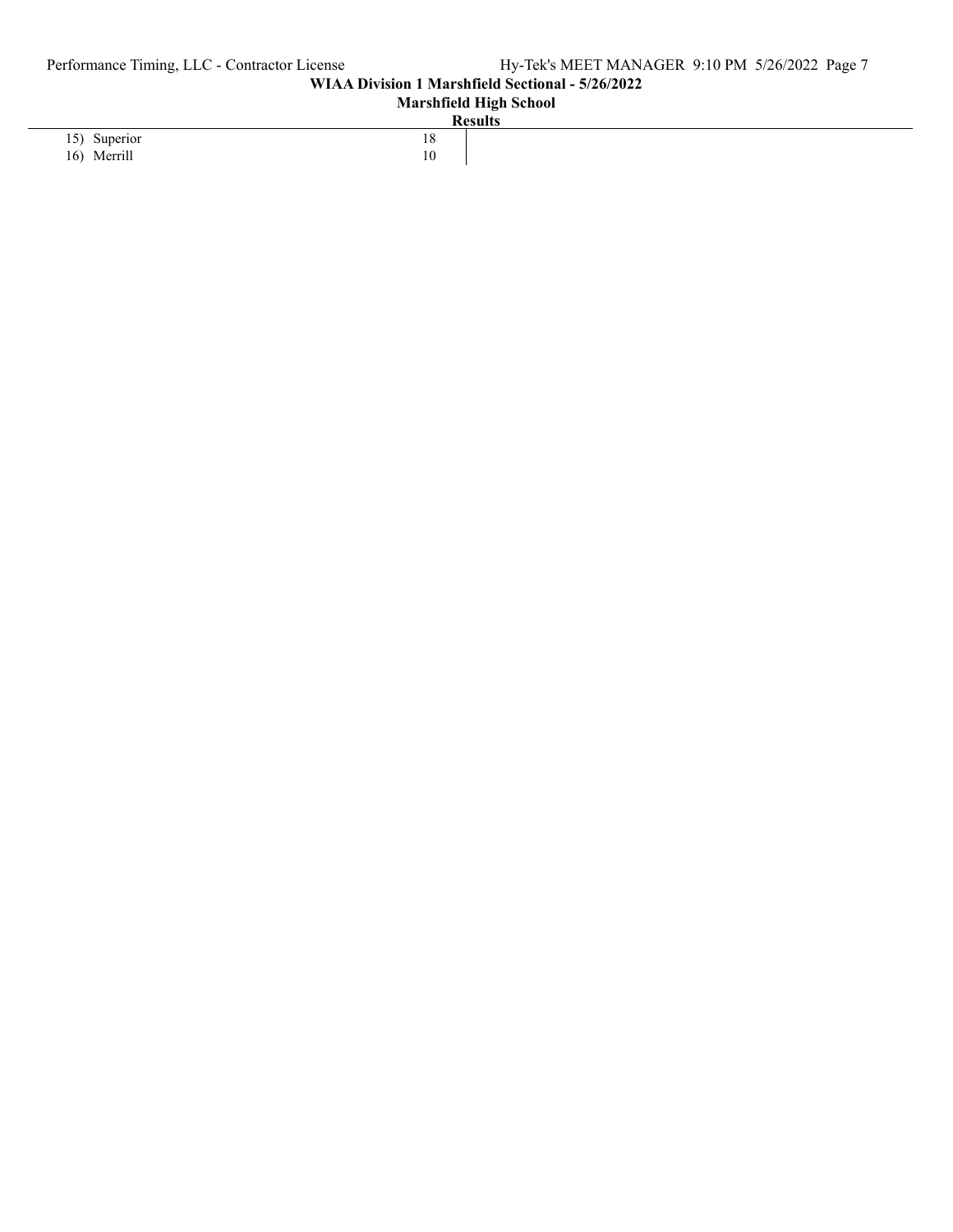| | |
|---|---|
| 15) Superior | 18 |
| 16) Merrill | 10 |